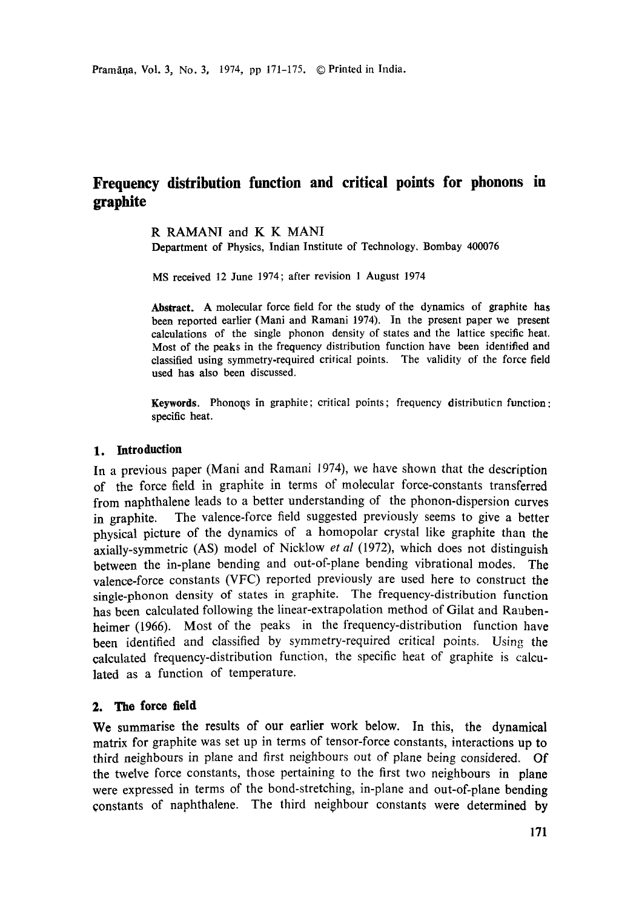# Frequency distribution function and critical points for phonons in graphite

R RAMANI and K K MANI

Department of Physics, Indian Institute of Technology, Bombay 400076

MS received 12 June 1974; after revision 1 August 1974

**Abstract.** A molecular force field for the study of the dynamics of graphite has been reported earlier (Mani and Ramani 1974). In the present paper we present calculations of the single phonon density of states and the lattice specific heat. Most of the peaks in the frequency distribution function have been identified and classified using symmetry-required critical points. The validity of the force field used has also been discussed.

**Keywords.** Phonons in graphite; critical points; frequency distribution function; specific heat.

## 1. Introduction

In a previous paper (Mani and Ramani 1974), we have shown that the description of the force field in graphite in terms of molecular force-constants transferred from naphthalene leads to a better understanding of the phonon-dispersion curves in graphite. The valence-force field suggested previously seems to give a better physical picture of the dynamics of a homopolar crystal like graphite than the axially-symmetric (AS) model of Nicklow *et al* (1972), which does not distinguish between the in-plane bending and out-of-plane bending vibrational modes. The valence-force constants (VFC) reported previously are used here to construct the single-phonon density of states in graphite. The frequency-distribution function has been calculated following the linear-extrapolation method of Gilat and Raubenheimer (1966). Most of the peaks in the frequency-distribution function have been identified and classified by symmetry-required critical points. Using the calculated frequency-distribution function, the specific heat of graphite is calculated as a function of temperature.

## 2. The force field

We summarise the results of our earlier work below. In this, the dynamical matrix for graphite was set up in terms of tensor-force constants, interactions up to third neighbours in plane and first neighbours out of plane being considered. Of the twelve force constants, those pertaining to the first two neighbours in plane were expressed in terms of the bond-stretching, in-plane and out-of-plane bending constants of naphthalene. The third neighbour constants were determined by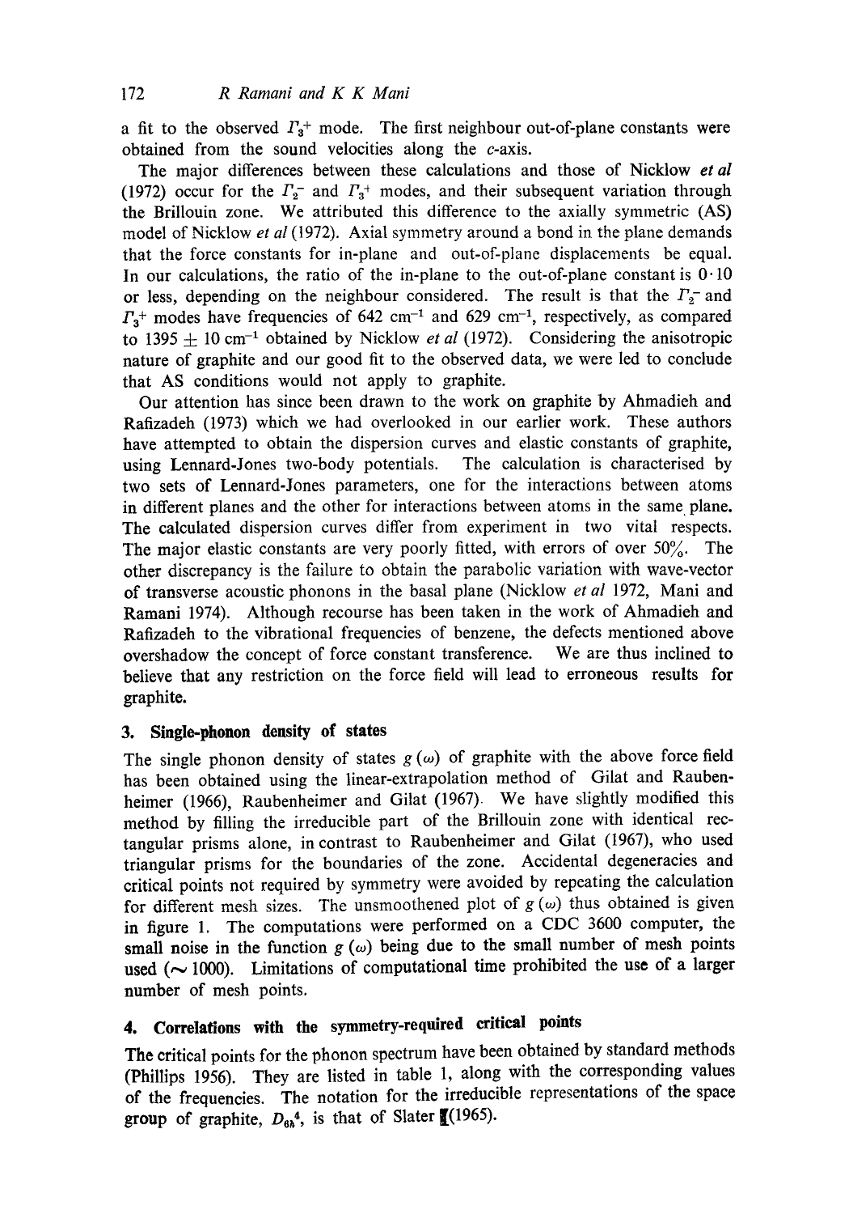a fit to the observed $\Gamma_3^+$ mode. The first neighbour out-of-plane constants were obtained from the sound velocities along the $c$-axis.

The major differences between these calculations and those of Nicklow *et al* (1972) occur for the $\Gamma_2^-$ and $\Gamma_3^+$ modes, and their subsequent variation through the Brillouin zone. We attributed this difference to the axially symmetric (AS) model of Nicklow *et al* (1972). Axial symmetry around a bond in the plane demands that the force constants for in-plane and out-of-plane displacements be equal. In our calculations, the ratio of the in-plane to the out-of-plane constant is $0 \cdot 10$ or less, depending on the neighbour considered. The result is that the $\Gamma_2^-$ and $\Gamma_3^+$ modes have frequencies of 642 $\text{cm}^{-1}$ and 629 $\text{cm}^{-1}$, respectively, as compared to $1395 \pm 10$ $\text{cm}^{-1}$ obtained by Nicklow *et al* (1972). Considering the anisotropic nature of graphite and our good fit to the observed data, we were led to conclude that AS conditions would not apply to graphite.

Our attention has since been drawn to the work on graphite by Ahmadieh and Rafizadeh (1973) which we had overlooked in our earlier work. These authors have attempted to obtain the dispersion curves and elastic constants of graphite, using Lennard-Jones two-body potentials. The calculation is characterised by two sets of Lennard-Jones parameters, one for the interactions between atoms in different planes and the other for interactions between atoms in the same plane. The calculated dispersion curves differ from experiment in two vital respects. The major elastic constants are very poorly fitted, with errors of over 50%. The other discrepancy is the failure to obtain the parabolic variation with wave-vector of transverse acoustic phonons in the basal plane (Nicklow *et al* 1972, Mani and Ramani 1974). Although recourse has been taken in the work of Ahmadieh and Rafizadeh to the vibrational frequencies of benzene, the defects mentioned above overshadow the concept of force constant transference. We are thus inclined to believe that any restriction on the force field will lead to erroneous results for graphite.

## 3. Single-phonon density of states

The single phonon density of states $g(\omega)$ of graphite with the above force field has been obtained using the linear-extrapolation method of Gilat and Raubenheimer (1966), Raubenheimer and Gilat (1967). We have slightly modified this method by filling the irreducible part of the Brillouin zone with identical rectangular prisms alone, in contrast to Raubenheimer and Gilat (1967), who used triangular prisms for the boundaries of the zone. Accidental degeneracies and critical points not required by symmetry were avoided by repeating the calculation for different mesh sizes. The unsmoothened plot of $g(\omega)$ thus obtained is given in figure 1. The computations were performed on a CDC 3600 computer, the small noise in the function $g(\omega)$ being due to the small number of mesh points used ($\sim 1000$). Limitations of computational time prohibited the use of a larger number of mesh points.

## 4. Correlations with the symmetry-required critical points

The critical points for the phonon spectrum have been obtained by standard methods (Phillips 1956). They are listed in table 1, along with the corresponding values of the frequencies. The notation for the irreducible representations of the space group of graphite, $D_{6h}^4$, is that of Slater (1965).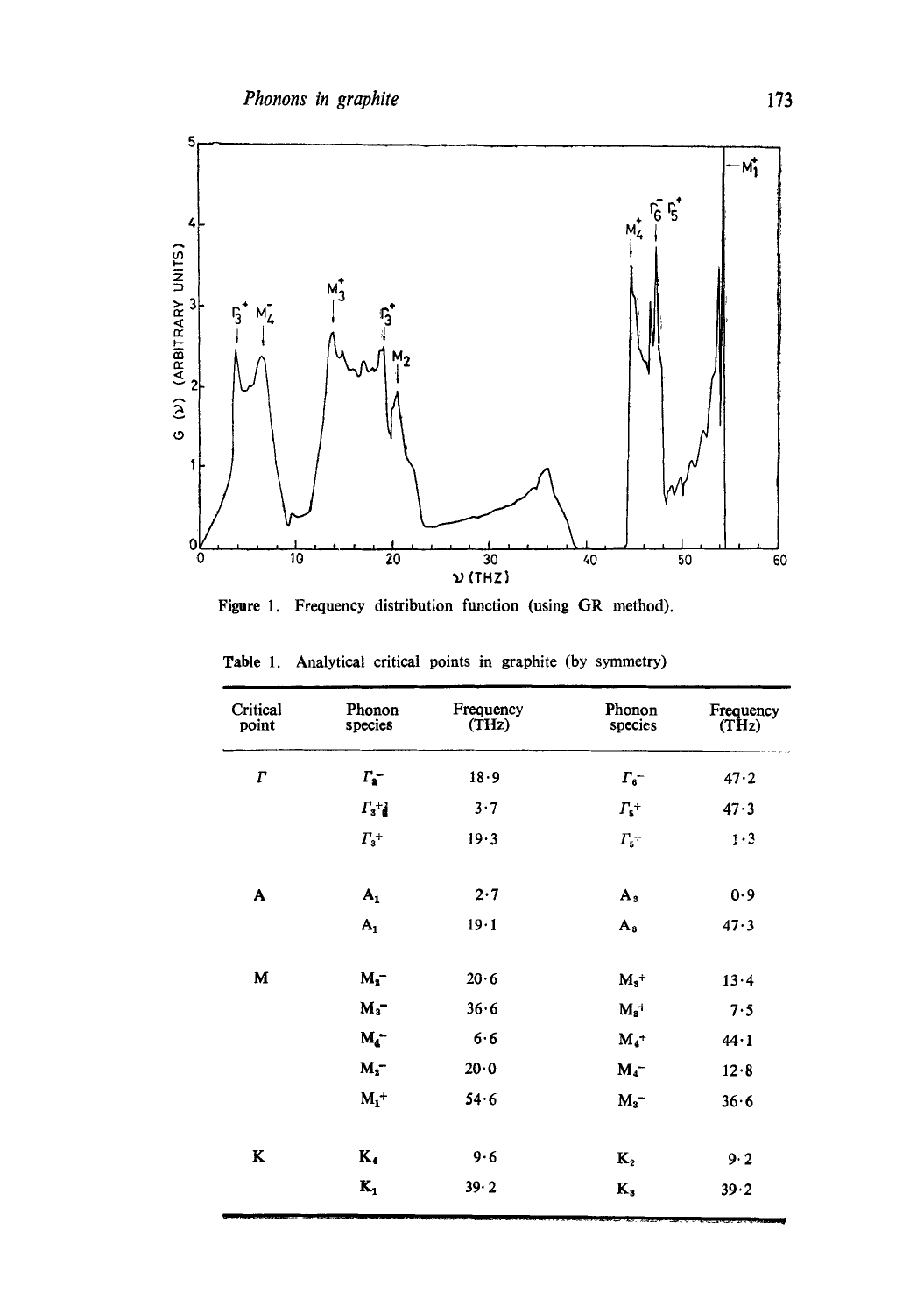Figure 1. Frequency distribution function (using GR method).

Table 1. Analytical critical points in graphite (by symmetry)

| Critical point | Phonon species | Frequency (THz) | Phonon species | Frequency (THz) |
|---|---|---|---|---|
| $\Gamma$ | $\Gamma_2^-$ | 18·9 | $\Gamma_6^-$ | 47·2 |
| | $\Gamma_3^+$ | 3·7 | $\Gamma_5^+$ | 47·3 |
| | $\Gamma_3^+$ | 19·3 | $\Gamma_5^+$ | 1·3 |
| A | $A_1$ | 2·7 | $A_3$ | 0·9 |
| | $A_1$ | 19·1 | $A_3$ | 47·3 |
| M | $M_2^-$ | 20·6 | $M_3^+$ | 13·4 |
| | $M_3^-$ | 36·6 | $M_3^+$ | 7·5 |
| | $M_4^-$ | 6·6 | $M_4^+$ | 44·1 |
| | $M_2^-$ | 20·0 | $M_4^-$ | 12·8 |
| | $M_1^+$ | 54·6 | $M_3^-$ | 36·6 |
| K | $K_4$ | 9·6 | $K_2$ | 9·2 |
| | $K_1$ | 39·2 | $K_3$ | 39·2 |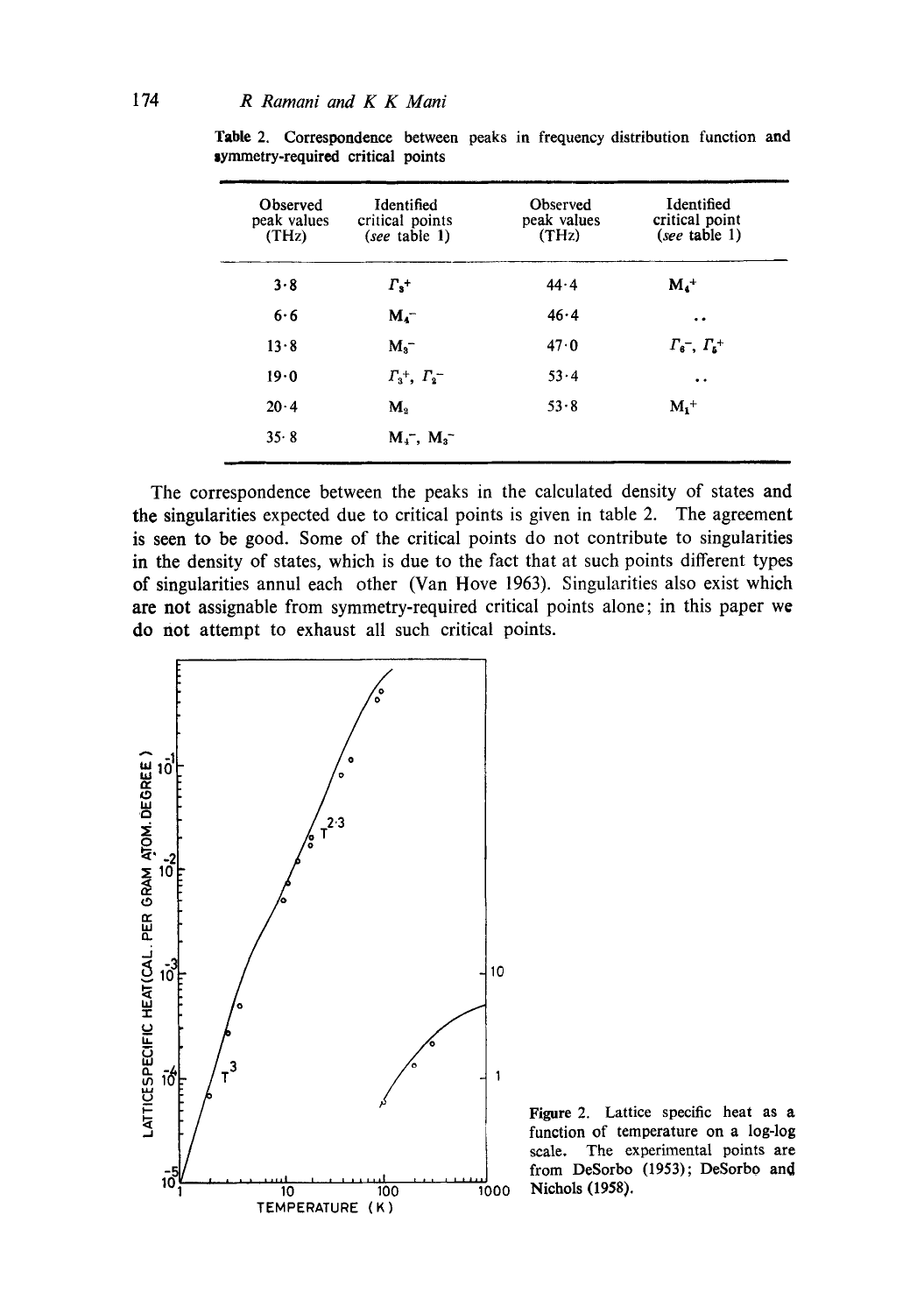**Table 2.** Correspondence between peaks in frequency distribution function and symmetry-required critical points

| Observed peak values (THz) | Identified critical points (*see* table 1) | Observed peak values (THz) | Identified critical point (*see* table 1) |
|---|---|---|---|
| 3·8 | $\Gamma_3^+$ | 44·4 | $M_4^+$ |
| 6·6 | $M_4^-$ | 46·4 | .. |
| 13·8 | $M_3^-$ | 47·0 | $\Gamma_6^-$, $\Gamma_5^+$ |
| 19·0 | $\Gamma_3^+$, $\Gamma_2^-$ | 53·4 | .. |
| 20·4 | $M_2$ | 53·8 | $M_1^+$ |
| 35·8 | $M_4^-$, $M_3^-$ | | |

The correspondence between the peaks in the calculated density of states and the singularities expected due to critical points is given in table 2. The agreement is seen to be good. Some of the critical points do not contribute to singularities in the density of states, which is due to the fact that at such points different types of singularities annul each other (Van Hove 1963). Singularities also exist which are not assignable from symmetry-required critical points alone; in this paper we do not attempt to exhaust all such critical points.

**Figure 2.** Lattice specific heat as a function of temperature on a log-log scale. The experimental points are from DeSorbo (1953); DeSorbo and Nichols (1958).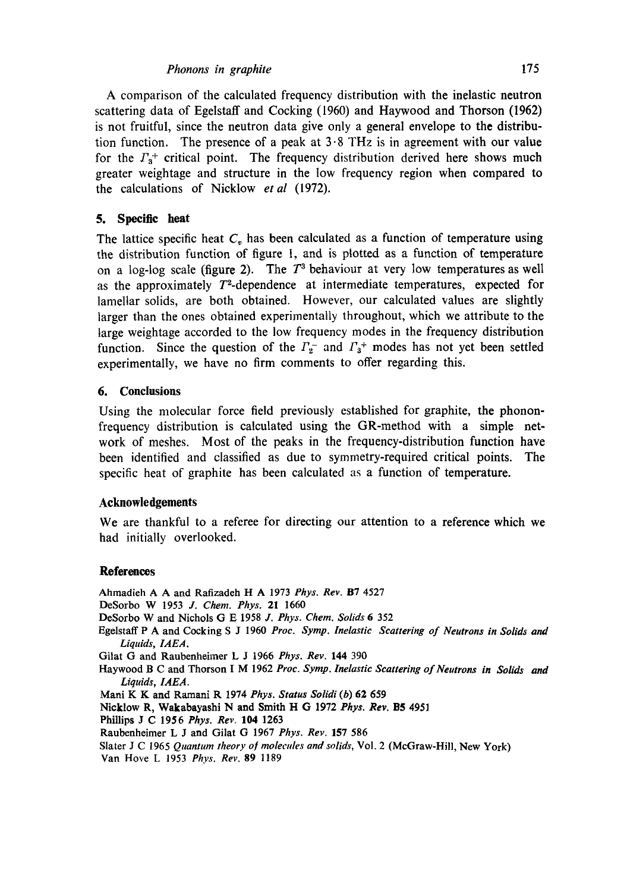A comparison of the calculated frequency distribution with the inelastic neutron scattering data of Egelstaff and Cocking (1960) and Haywood and Thorson (1962) is not fruitful, since the neutron data give only a general envelope to the distribution function. The presence of a peak at 3·8 THz is in agreement with our value for the $\Gamma_3^+$ critical point. The frequency distribution derived here shows much greater weightage and structure in the low frequency region when compared to the calculations of Nicklow *et al* (1972).

## 5. Specific heat

The lattice specific heat $C_v$ has been calculated as a function of temperature using the distribution function of figure 1, and is plotted as a function of temperature on a log-log scale (figure 2). The $T^3$ behaviour at very low temperatures as well as the approximately $T^2$-dependence at intermediate temperatures, expected for lamellar solids, are both obtained. However, our calculated values are slightly larger than the ones obtained experimentally throughout, which we attribute to the large weightage accorded to the low frequency modes in the frequency distribution function. Since the question of the $\Gamma_2^-$ and $\Gamma_3^+$ modes has not yet been settled experimentally, we have no firm comments to offer regarding this.

## 6. Conclusions

Using the molecular force field previously established for graphite, the phonon-frequency distribution is calculated using the GR-method with a simple network of meshes. Most of the peaks in the frequency-distribution function have been identified and classified as due to symmetry-required critical points. The specific heat of graphite has been calculated as a function of temperature.

## Acknowledgements

We are thankful to a referee for directing our attention to a reference which we had initially overlooked.

## References

Ahmadieh A A and Rafizadeh H A 1973 *Phys. Rev.* **B7** 4527

DeSorbo W 1953 *J. Chem. Phys.* **21** 1660

DeSorbo W and Nichols G E 1958 *J. Phys. Chem. Solids* **6** 352

Egelstaff P A and Cocking S J 1960 *Proc. Symp. Inelastic Scattering of Neutrons in Solids and Liquids, IAEA.*

Gilat G and Raubenheimer L J 1966 *Phys. Rev.* **144** 390

Haywood B C and Thorson I M 1962 *Proc. Symp. Inelastic Scattering of Neutrons in Solids and Liquids, IAEA.*

Mani K K and Ramani R 1974 *Phys. Status Solidi (b)* **62** 659

Nicklow R, Wakabayashi N and Smith H G 1972 *Phys. Rev.* **B5** 4951

Phillips J C 1956 *Phys. Rev.* **104** 1263

Raubenheimer L J and Gilat G 1967 *Phys. Rev.* **157** 586

Slater J C 1965 *Quantum theory of molecules and solids*, Vol. 2 (McGraw-Hill, New York)

Van Hove L 1953 *Phys. Rev.* **89** 1189